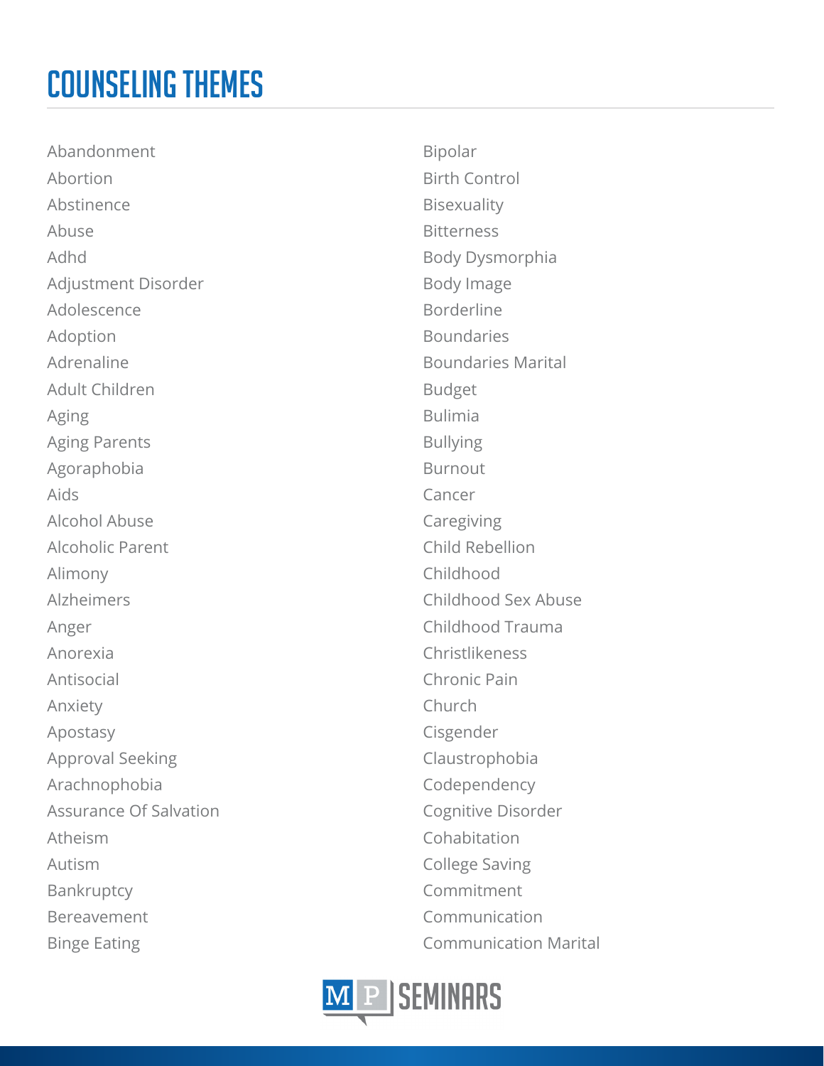# COUNSELING THEMES

- Abandonment
- Abortion
- Abstinence
- Abuse
- Adhd
- Adjustment Disorder
- Adolescence
- Adoption
- Adrenaline
- Adult Children
- Aging
- Aging Parents
- Agoraphobia
- Aids
- Alcohol Abuse
- Alcoholic Parent
- Alimony
- Alzheimers
- Anger
- Anorexia
- Antisocial
- Anxiety
- Apostasy
- Approval Seeking
- Arachnophobia
- Assurance Of Salvation
- Atheism
- Autism
- Bankruptcy
- Bereavement
- Binge Eating
- Bipolar
- Birth Control
- Bisexuality
- Bitterness
- Body Dysmorphia
- Body Image
- Borderline
- Boundaries
- Boundaries Marital
- Budget
- Bulimia
- Bullying
- Burnout
- Cancer
- Caregiving
- Child Rebellion
- Childhood
- Childhood Sex Abuse
- Childhood Trauma
- Christlikeness
- Chronic Pain
- Church
- Cisgender
- Claustrophobia
- Codependency
- Cognitive Disorder
- Cohabitation
- College Saving
- Commitment
- Communication
- Communication Marital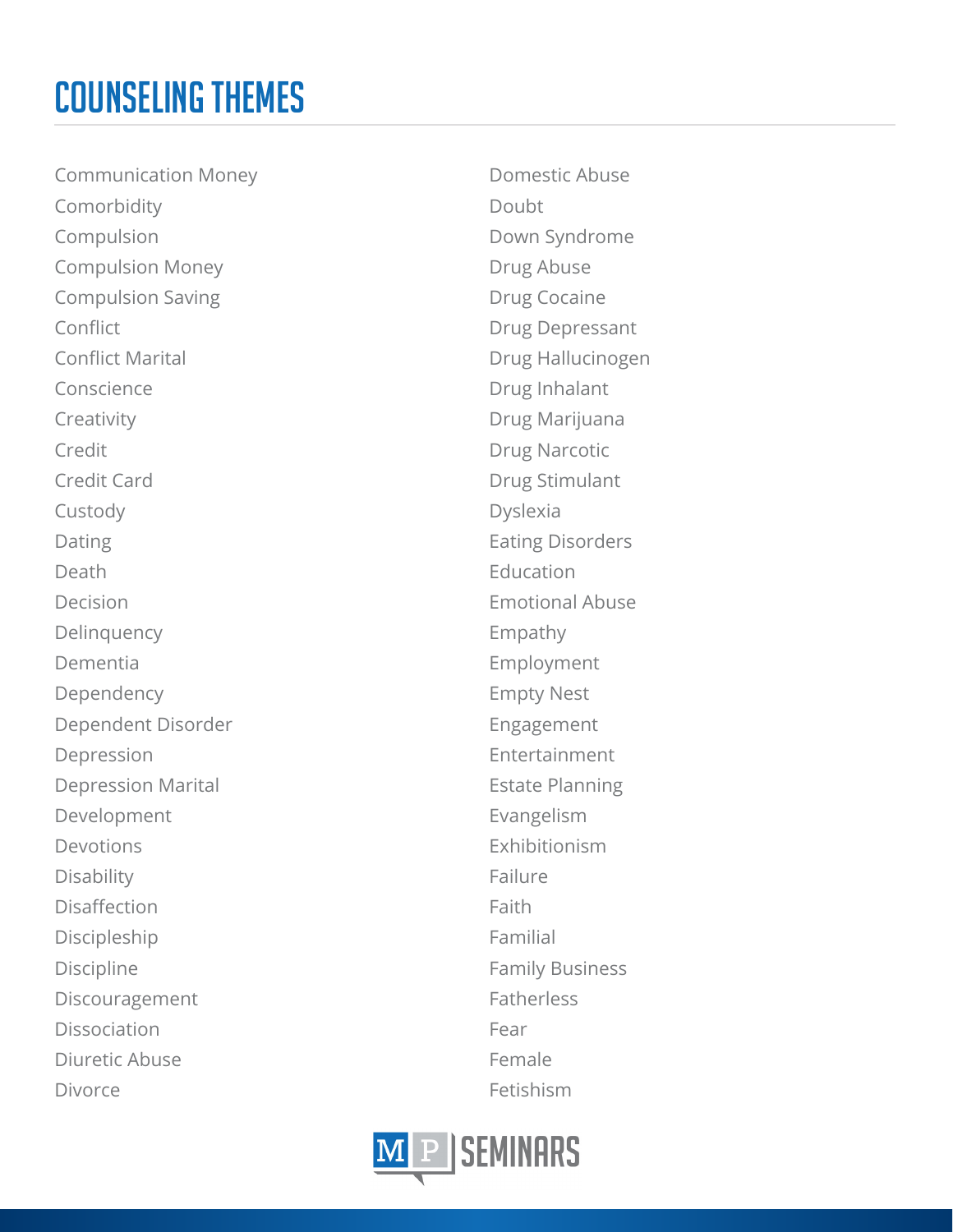# COUNSELING THEMES

- Communication Money
- Comorbidity
- Compulsion
- Compulsion Money
- Compulsion Saving
- Conflict
- Conflict Marital
- Conscience
- Creativity
- Credit
- Credit Card
- Custody
- Dating
- Death
- Decision
- Delinquency
- Dementia
- Dependency
- Dependent Disorder
- Depression
- Depression Marital
- Development
- Devotions
- Disability
- Disaffection
- Discipleship
- Discipline
- Discouragement
- Dissociation
- Diuretic Abuse
- Divorce
- Domestic Abuse
- Doubt
- Down Syndrome
- Drug Abuse
- Drug Cocaine
- Drug Depressant
- Drug Hallucinogen
- Drug Inhalant
- Drug Marijuana
- Drug Narcotic
- Drug Stimulant
- Dyslexia
- Eating Disorders
- Education
- Emotional Abuse
- Empathy
- Employment
- Empty Nest
- Engagement
- Entertainment
- Estate Planning
- Evangelism
- Exhibitionism
- Failure
- Faith
- Familial
- Family Business
- Fatherless
- Fear
- Female
- Fetishism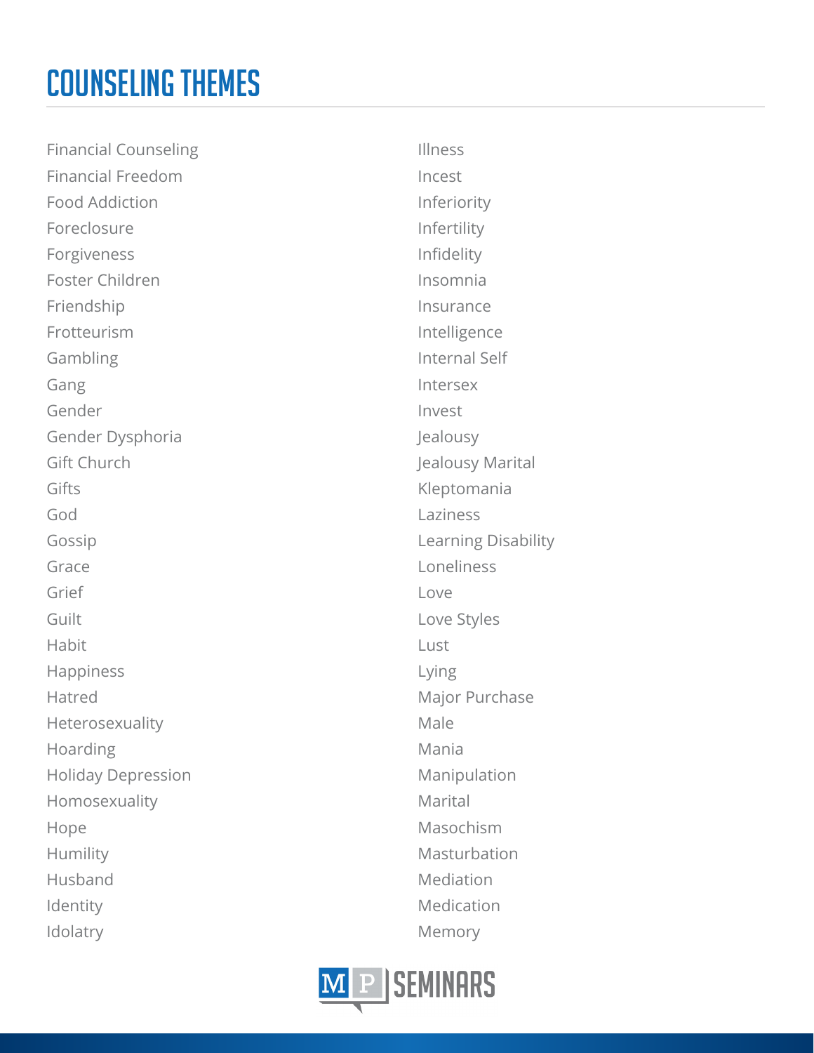# COUNSELING THEMES

- Financial Counseling
- Financial Freedom
- Food Addiction
- Foreclosure
- Forgiveness
- Foster Children
- Friendship
- Frotteurism
- Gambling
- Gang
- Gender
- Gender Dysphoria
- Gift Church
- Gifts
- God
- Gossip
- Grace
- Grief
- Guilt
- Habit
- Happiness
- Hatred
- Heterosexuality
- Hoarding
- Holiday Depression
- Homosexuality
- Hope
- Humility
- Husband
- Identity
- Idolatry
- Illness
- Incest
- Inferiority
- Infertility
- Infidelity
- Insomnia
- Insurance
- Intelligence
- Internal Self
- Intersex
- Invest
- Jealousy
- Jealousy Marital
- Kleptomania
- Laziness
- Learning Disability
- Loneliness
- Love
- Love Styles
- Lust
- Lying
- Major Purchase
- Male
- Mania
- Manipulation
- Marital
- Masochism
- Masturbation
- Mediation
- Medication
- Memory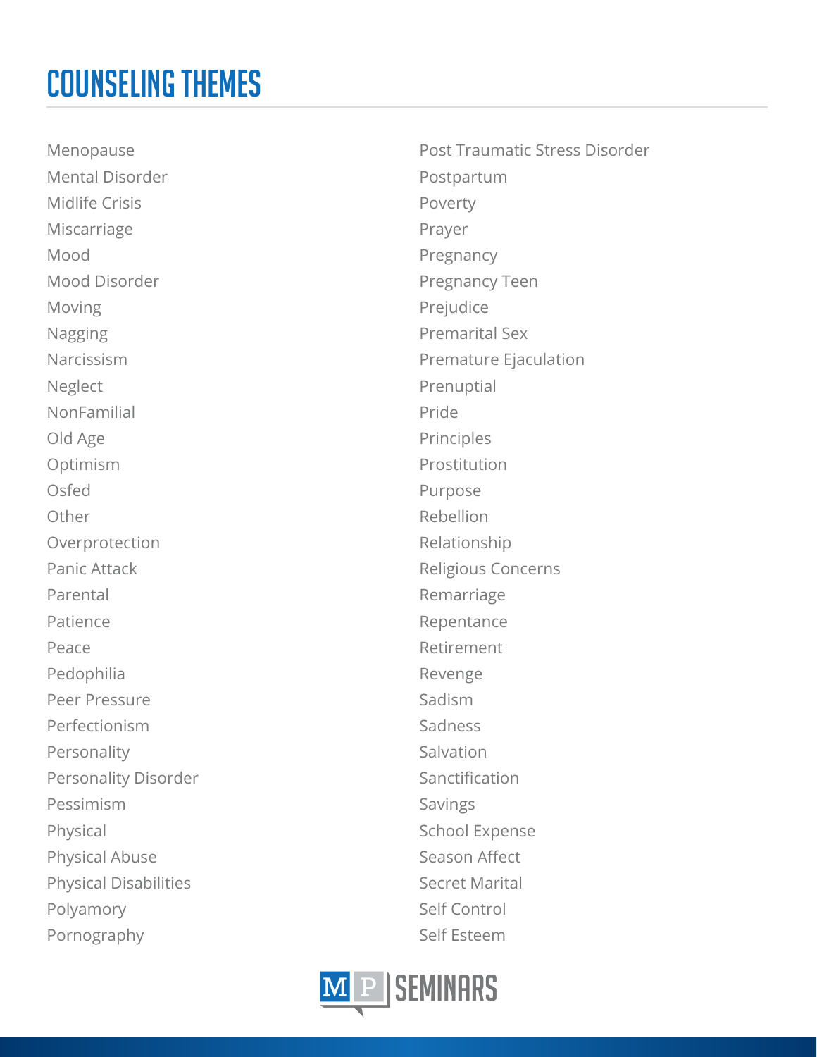# COUNSELING THEMES

- Menopause
- Mental Disorder
- Midlife Crisis
- Miscarriage
- Mood
- Mood Disorder
- Moving
- Nagging
- Narcissism
- Neglect
- NonFamilial
- Old Age
- Optimism
- Osfed
- Other
- Overprotection
- Panic Attack
- Parental
- Patience
- Peace
- Pedophilia
- Peer Pressure
- Perfectionism
- Personality
- Personality Disorder
- Pessimism
- Physical
- Physical Abuse
- Physical Disabilities
- Polyamory
- Pornography
- Post Traumatic Stress Disorder
- Postpartum
- Poverty
- Prayer
- Pregnancy
- Pregnancy Teen
- Prejudice
- Premarital Sex
- Premature Ejaculation
- Prenuptial
- Pride
- Principles
- Prostitution
- Purpose
- Rebellion
- Relationship
- Religious Concerns
- Remarriage
- Repentance
- Retirement
- Revenge
- Sadism
- Sadness
- Salvation
- Sanctification
- Savings
- School Expense
- Season Affect
- Secret Marital
- Self Control
- Self Esteem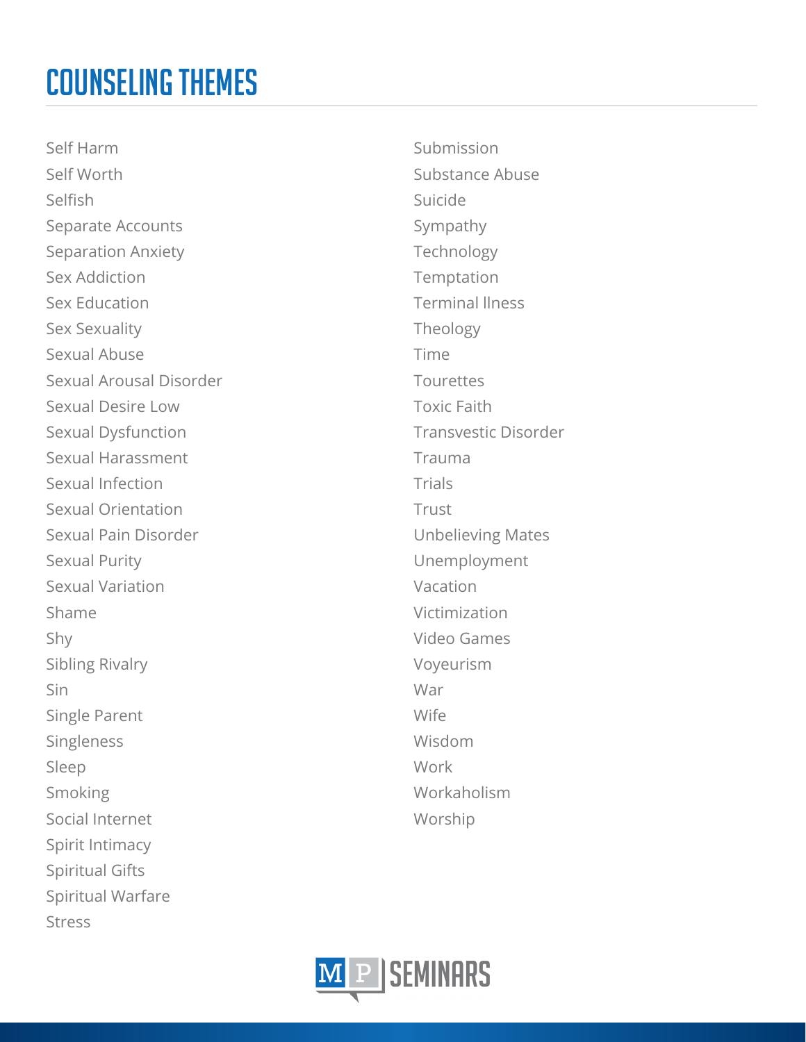# COUNSELING THEMES

Self Harm
Self Worth
Selfish
Separate Accounts
Separation Anxiety
Sex Addiction
Sex Education
Sex Sexuality
Sexual Abuse
Sexual Arousal Disorder
Sexual Desire Low
Sexual Dysfunction
Sexual Harassment
Sexual Infection
Sexual Orientation
Sexual Pain Disorder
Sexual Purity
Sexual Variation
Shame
Shy
Sibling Rivalry
Sin
Single Parent
Singleness
Sleep
Smoking
Social Internet
Spirit Intimacy
Spiritual Gifts
Spiritual Warfare
Stress
Submission
Substance Abuse
Suicide
Sympathy
Technology
Temptation
Terminal llness
Theology
Time
Tourettes
Toxic Faith
Transvestic Disorder
Trauma
Trials
Trust
Unbelieving Mates
Unemployment
Vacation
Victimization
Video Games
Voyeurism
War
Wife
Wisdom
Work
Workaholism
Worship